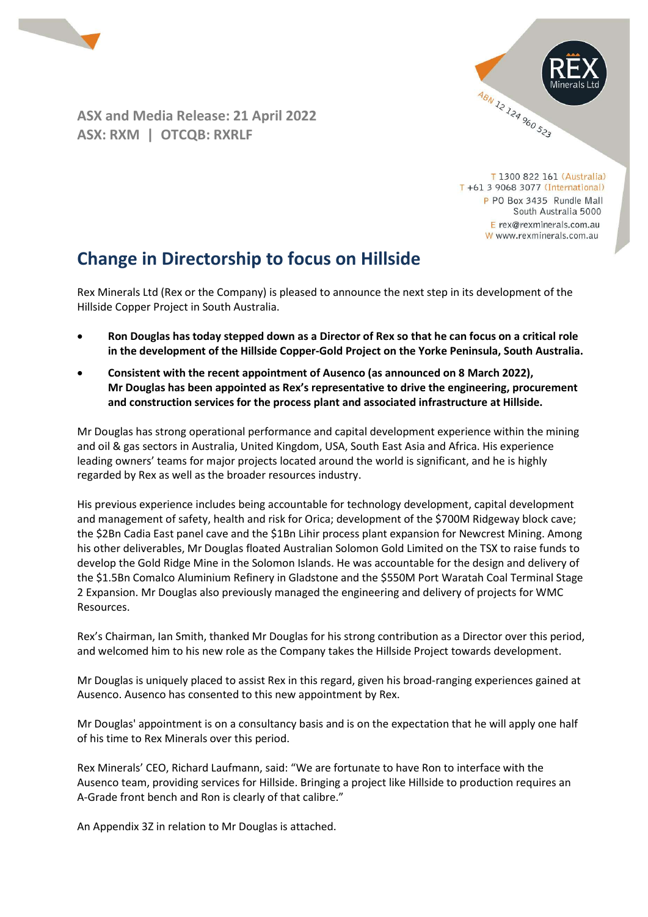**ASX and Media Release: 21 April 2022**
**ASX: RXM | OTCQB: RXRLF**

REX Minerals Ltd
ABN 12 124 960 523

T 1300 822 161 (Australia)
T +61 3 9068 3077 (International)
P PO Box 3435 Rundle Mall
South Australia 5000
E rex@rexminerals.com.au
W www.rexminerals.com.au

# Change in Directorship to focus on Hillside

Rex Minerals Ltd (Rex or the Company) is pleased to announce the next step in its development of the Hillside Copper Project in South Australia.

- **Ron Douglas has today stepped down as a Director of Rex so that he can focus on a critical role in the development of the Hillside Copper-Gold Project on the Yorke Peninsula, South Australia.**
- **Consistent with the recent appointment of Ausenco (as announced on 8 March 2022), Mr Douglas has been appointed as Rex's representative to drive the engineering, procurement and construction services for the process plant and associated infrastructure at Hillside.**

Mr Douglas has strong operational performance and capital development experience within the mining and oil & gas sectors in Australia, United Kingdom, USA, South East Asia and Africa. His experience leading owners' teams for major projects located around the world is significant, and he is highly regarded by Rex as well as the broader resources industry.

His previous experience includes being accountable for technology development, capital development and management of safety, health and risk for Orica; development of the $700M Ridgeway block cave; the $2Bn Cadia East panel cave and the $1Bn Lihir process plant expansion for Newcrest Mining. Among his other deliverables, Mr Douglas floated Australian Solomon Gold Limited on the TSX to raise funds to develop the Gold Ridge Mine in the Solomon Islands. He was accountable for the design and delivery of the $1.5Bn Comalco Aluminium Refinery in Gladstone and the $550M Port Waratah Coal Terminal Stage 2 Expansion. Mr Douglas also previously managed the engineering and delivery of projects for WMC Resources.

Rex's Chairman, Ian Smith, thanked Mr Douglas for his strong contribution as a Director over this period, and welcomed him to his new role as the Company takes the Hillside Project towards development.

Mr Douglas is uniquely placed to assist Rex in this regard, given his broad-ranging experiences gained at Ausenco. Ausenco has consented to this new appointment by Rex.

Mr Douglas' appointment is on a consultancy basis and is on the expectation that he will apply one half of his time to Rex Minerals over this period.

Rex Minerals' CEO, Richard Laufmann, said: "We are fortunate to have Ron to interface with the Ausenco team, providing services for Hillside. Bringing a project like Hillside to production requires an A-Grade front bench and Ron is clearly of that calibre."

An Appendix 3Z in relation to Mr Douglas is attached.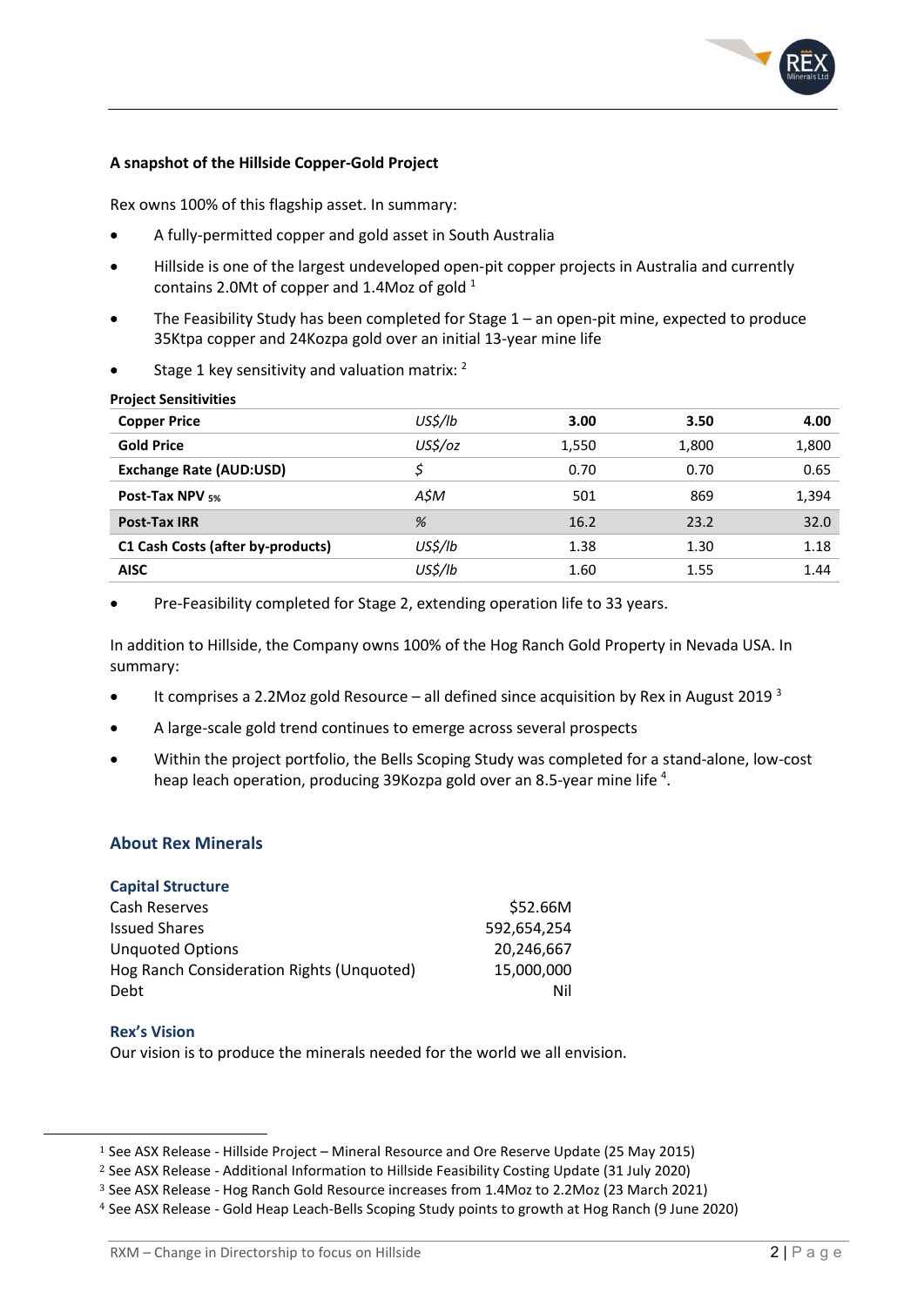**A snapshot of the Hillside Copper-Gold Project**

Rex owns 100% of this flagship asset. In summary:

- A fully-permitted copper and gold asset in South Australia
- Hillside is one of the largest undeveloped open-pit copper projects in Australia and currently contains 2.0Mt of copper and 1.4Moz of gold [1]
- The Feasibility Study has been completed for Stage 1 – an open-pit mine, expected to produce 35Ktpa copper and 24Kozpa gold over an initial 13-year mine life
- Stage 1 key sensitivity and valuation matrix: [2]

**Project Sensitivities**

| | | | | |
|---|---|---|---|---|
| **Copper Price** | *US$/lb* | **3.00** | **3.50** | **4.00** |
| **Gold Price** | *US$/oz* | 1,550 | 1,800 | 1,800 |
| **Exchange Rate (AUD:USD)** | *$* | 0.70 | 0.70 | 0.65 |
| **Post-Tax NPV** $_{5\%}$ | *A$M* | 501 | 869 | 1,394 |
| **Post-Tax IRR** | *%* | 16.2 | 23.2 | 32.0 |
| **C1 Cash Costs (after by-products)** | *US$/lb* | 1.38 | 1.30 | 1.18 |
| **AISC** | *US$/lb* | 1.60 | 1.55 | 1.44 |

- Pre-Feasibility completed for Stage 2, extending operation life to 33 years.

In addition to Hillside, the Company owns 100% of the Hog Ranch Gold Property in Nevada USA. In summary:

- It comprises a 2.2Moz gold Resource – all defined since acquisition by Rex in August 2019 [3]
- A large-scale gold trend continues to emerge across several prospects
- Within the project portfolio, the Bells Scoping Study was completed for a stand-alone, low-cost heap leach operation, producing 39Kozpa gold over an 8.5-year mine life [4].

## About Rex Minerals

### Capital Structure

| | |
|---|---|
| Cash Reserves | $52.66M |
| Issued Shares | 592,654,254 |
| Unquoted Options | 20,246,667 |
| Hog Ranch Consideration Rights (Unquoted) | 15,000,000 |
| Debt | Nil |

### Rex's Vision

Our vision is to produce the minerals needed for the world we all envision.

---

[1] See ASX Release - Hillside Project – Mineral Resource and Ore Reserve Update (25 May 2015)

[2] See ASX Release - Additional Information to Hillside Feasibility Costing Update (31 July 2020)

[3] See ASX Release - Hog Ranch Gold Resource increases from 1.4Moz to 2.2Moz (23 March 2021)

[4] See ASX Release - Gold Heap Leach-Bells Scoping Study points to growth at Hog Ranch (9 June 2020)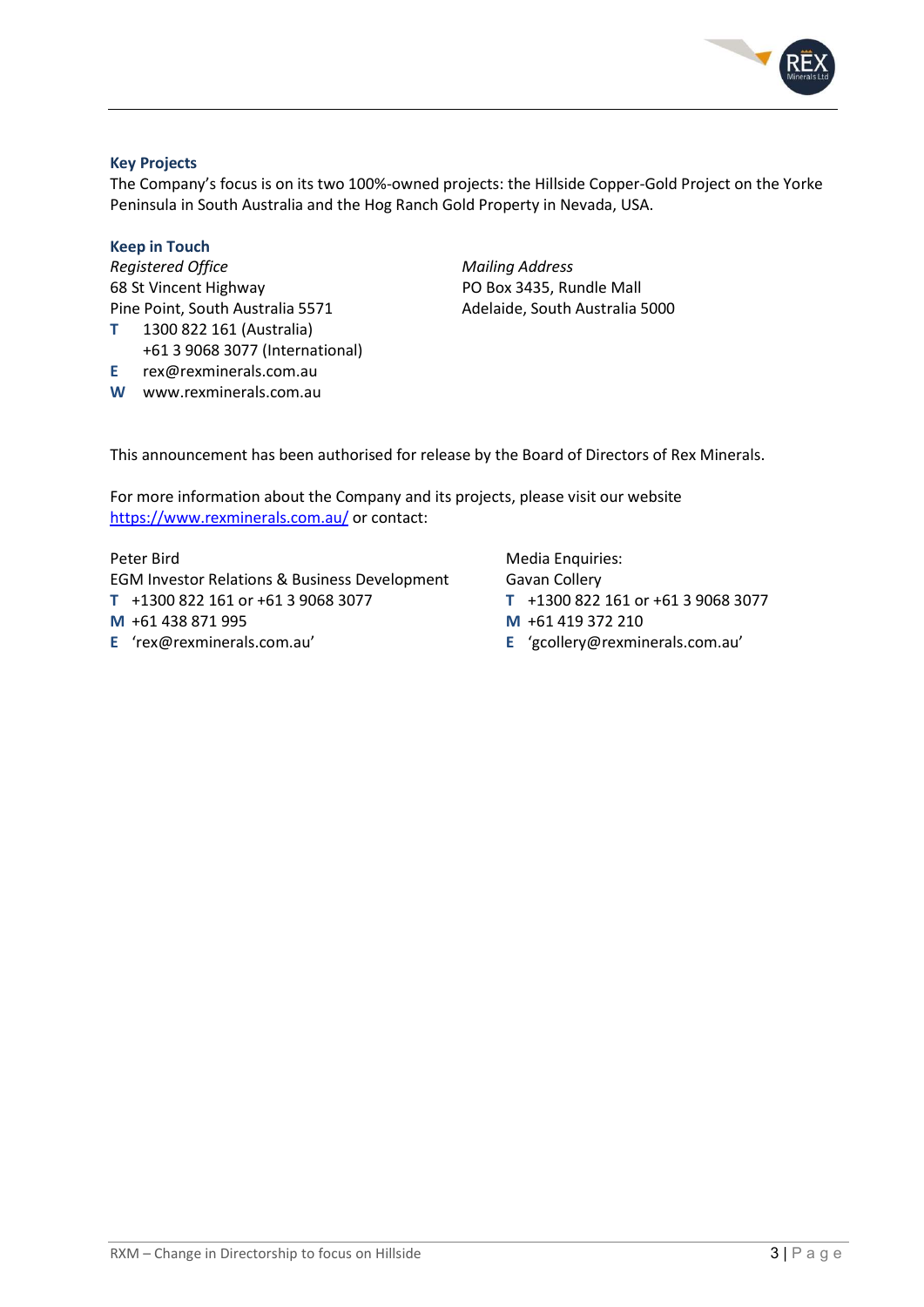### Key Projects

The Company's focus is on its two 100%-owned projects: the Hillside Copper-Gold Project on the Yorke Peninsula in South Australia and the Hog Ranch Gold Property in Nevada, USA.

### Keep in Touch

*Registered Office*
68 St Vincent Highway
Pine Point, South Australia 5571
**T** 1300 822 161 (Australia)
+61 3 9068 3077 (International)
**E** rex@rexminerals.com.au
**W** www.rexminerals.com.au

*Mailing Address*
PO Box 3435, Rundle Mall
Adelaide, South Australia 5000

This announcement has been authorised for release by the Board of Directors of Rex Minerals.

For more information about the Company and its projects, please visit our website [https://www.rexminerals.com.au/](https://www.rexminerals.com.au/) or contact:

Peter Bird
EGM Investor Relations & Business Development
**T** +1300 822 161 or +61 3 9068 3077
**M** +61 438 871 995
**E** 'rex@rexminerals.com.au'

Media Enquiries:
Gavan Collery
**T** +1300 822 161 or +61 3 9068 3077
**M** +61 419 372 210
**E** 'gcollery@rexminerals.com.au'